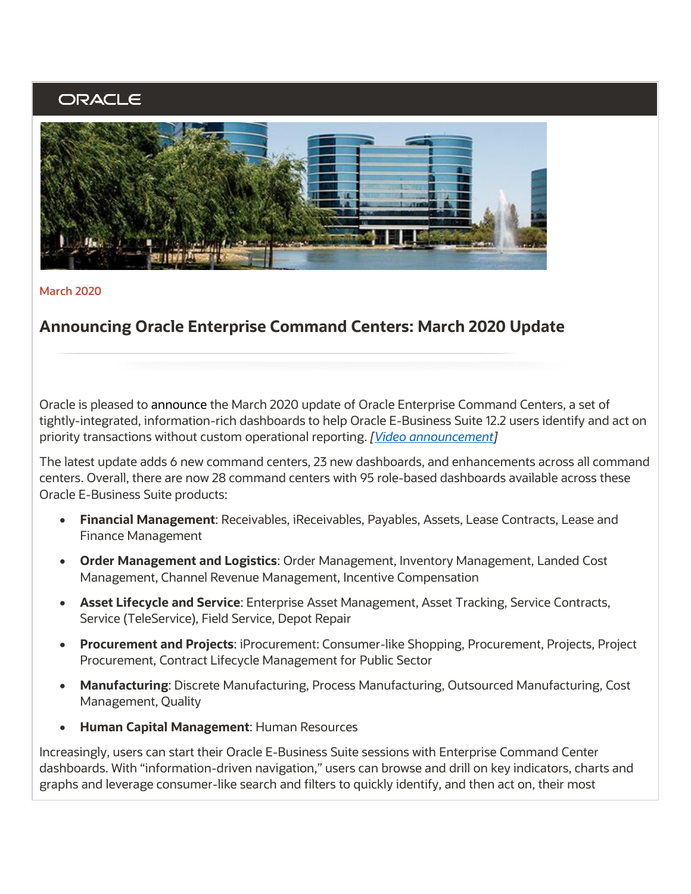ORACLE

March 2020

## Announcing Oracle Enterprise Command Centers: March 2020 Update

Oracle is pleased to announce the March 2020 update of Oracle Enterprise Command Centers, a set of tightly-integrated, information-rich dashboards to help Oracle E-Business Suite 12.2 users identify and act on priority transactions without custom operational reporting. *[Video announcement]*

The latest update adds 6 new command centers, 23 new dashboards, and enhancements across all command centers. Overall, there are now 28 command centers with 95 role-based dashboards available across these Oracle E-Business Suite products:

- **Financial Management**: Receivables, iReceivables, Payables, Assets, Lease Contracts, Lease and Finance Management
- **Order Management and Logistics**: Order Management, Inventory Management, Landed Cost Management, Channel Revenue Management, Incentive Compensation
- **Asset Lifecycle and Service**: Enterprise Asset Management, Asset Tracking, Service Contracts, Service (TeleService), Field Service, Depot Repair
- **Procurement and Projects**: iProcurement: Consumer-like Shopping, Procurement, Projects, Project Procurement, Contract Lifecycle Management for Public Sector
- **Manufacturing**: Discrete Manufacturing, Process Manufacturing, Outsourced Manufacturing, Cost Management, Quality
- **Human Capital Management**: Human Resources

Increasingly, users can start their Oracle E-Business Suite sessions with Enterprise Command Center dashboards. With "information-driven navigation," users can browse and drill on key indicators, charts and graphs and leverage consumer-like search and filters to quickly identify, and then act on, their most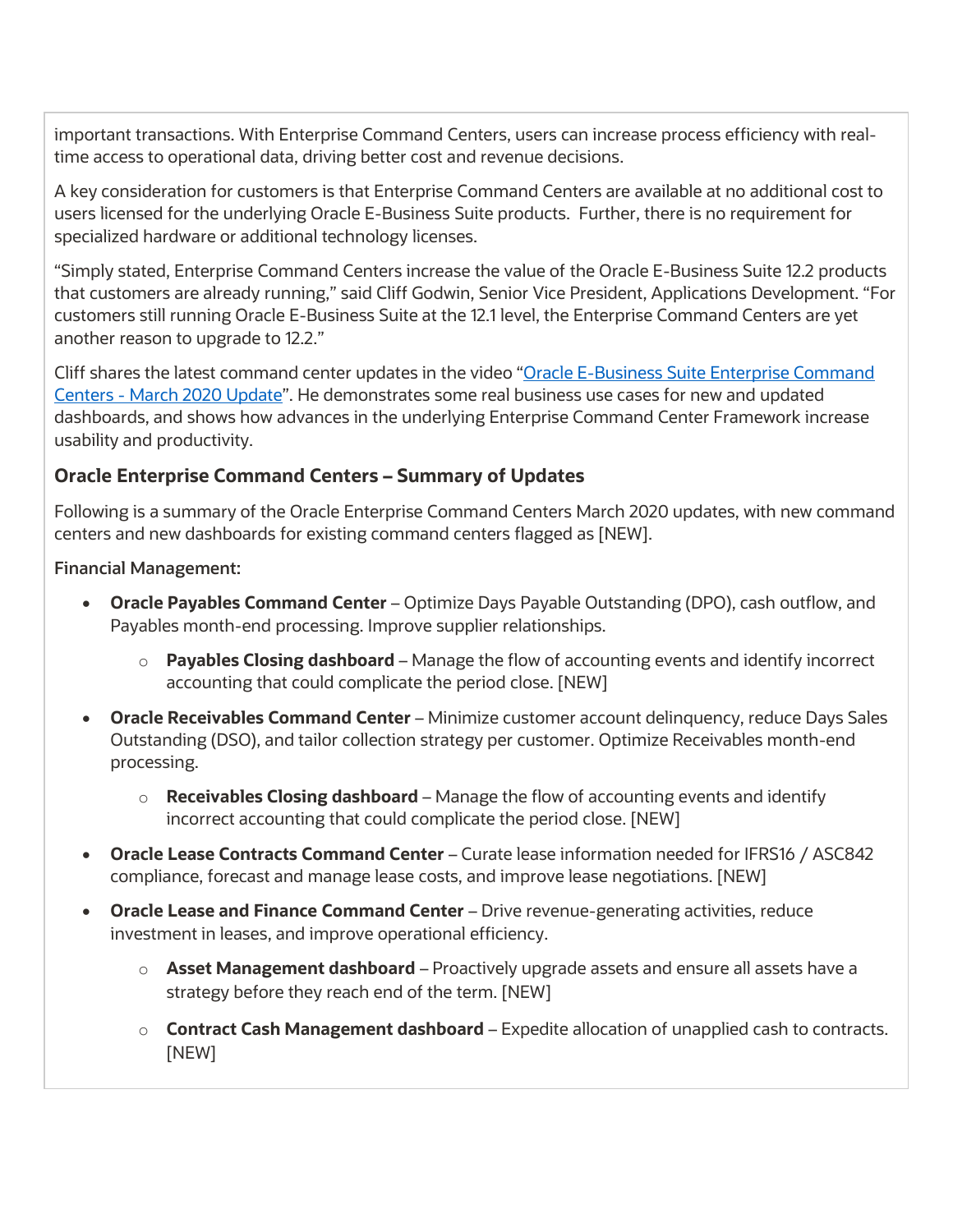important transactions. With Enterprise Command Centers, users can increase process efficiency with real-time access to operational data, driving better cost and revenue decisions.

A key consideration for customers is that Enterprise Command Centers are available at no additional cost to users licensed for the underlying Oracle E-Business Suite products. Further, there is no requirement for specialized hardware or additional technology licenses.

"Simply stated, Enterprise Command Centers increase the value of the Oracle E-Business Suite 12.2 products that customers are already running," said Cliff Godwin, Senior Vice President, Applications Development. "For customers still running Oracle E-Business Suite at the 12.1 level, the Enterprise Command Centers are yet another reason to upgrade to 12.2."

Cliff shares the latest command center updates in the video "Oracle E-Business Suite Enterprise Command Centers - March 2020 Update". He demonstrates some real business use cases for new and updated dashboards, and shows how advances in the underlying Enterprise Command Center Framework increase usability and productivity.

### Oracle Enterprise Command Centers – Summary of Updates

Following is a summary of the Oracle Enterprise Command Centers March 2020 updates, with new command centers and new dashboards for existing command centers flagged as [NEW].

**Financial Management:**

- **Oracle Payables Command Center** – Optimize Days Payable Outstanding (DPO), cash outflow, and Payables month-end processing. Improve supplier relationships.
  - **Payables Closing dashboard** – Manage the flow of accounting events and identify incorrect accounting that could complicate the period close. [NEW]
- **Oracle Receivables Command Center** – Minimize customer account delinquency, reduce Days Sales Outstanding (DSO), and tailor collection strategy per customer. Optimize Receivables month-end processing.
  - **Receivables Closing dashboard** – Manage the flow of accounting events and identify incorrect accounting that could complicate the period close. [NEW]
- **Oracle Lease Contracts Command Center** – Curate lease information needed for IFRS16 / ASC842 compliance, forecast and manage lease costs, and improve lease negotiations. [NEW]
- **Oracle Lease and Finance Command Center** – Drive revenue-generating activities, reduce investment in leases, and improve operational efficiency.
  - **Asset Management dashboard** – Proactively upgrade assets and ensure all assets have a strategy before they reach end of the term. [NEW]
  - **Contract Cash Management dashboard** – Expedite allocation of unapplied cash to contracts. [NEW]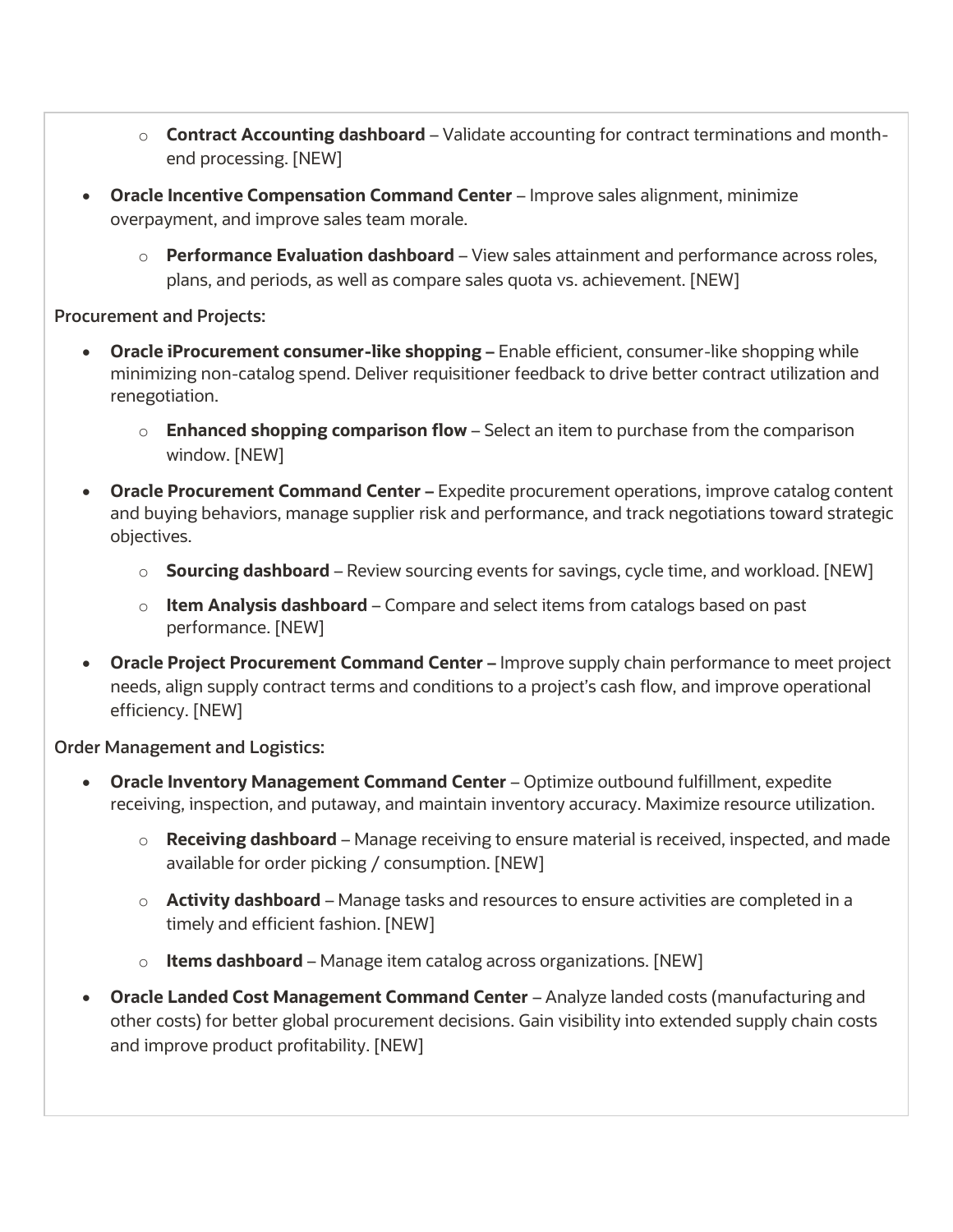- **Contract Accounting dashboard** – Validate accounting for contract terminations and month-end processing. [NEW]

- **Oracle Incentive Compensation Command Center** – Improve sales alignment, minimize overpayment, and improve sales team morale.
  - **Performance Evaluation dashboard** – View sales attainment and performance across roles, plans, and periods, as well as compare sales quota vs. achievement. [NEW]

**Procurement and Projects:**

- **Oracle iProcurement consumer-like shopping –** Enable efficient, consumer-like shopping while minimizing non-catalog spend. Deliver requisitioner feedback to drive better contract utilization and renegotiation.
  - **Enhanced shopping comparison flow** – Select an item to purchase from the comparison window. [NEW]
- **Oracle Procurement Command Center –** Expedite procurement operations, improve catalog content and buying behaviors, manage supplier risk and performance, and track negotiations toward strategic objectives.
  - **Sourcing dashboard** – Review sourcing events for savings, cycle time, and workload. [NEW]
  - **Item Analysis dashboard** – Compare and select items from catalogs based on past performance. [NEW]
- **Oracle Project Procurement Command Center –** Improve supply chain performance to meet project needs, align supply contract terms and conditions to a project's cash flow, and improve operational efficiency. [NEW]

**Order Management and Logistics:**

- **Oracle Inventory Management Command Center** – Optimize outbound fulfillment, expedite receiving, inspection, and putaway, and maintain inventory accuracy. Maximize resource utilization.
  - **Receiving dashboard** – Manage receiving to ensure material is received, inspected, and made available for order picking / consumption. [NEW]
  - **Activity dashboard** – Manage tasks and resources to ensure activities are completed in a timely and efficient fashion. [NEW]
  - **Items dashboard** – Manage item catalog across organizations. [NEW]
- **Oracle Landed Cost Management Command Center** – Analyze landed costs (manufacturing and other costs) for better global procurement decisions. Gain visibility into extended supply chain costs and improve product profitability. [NEW]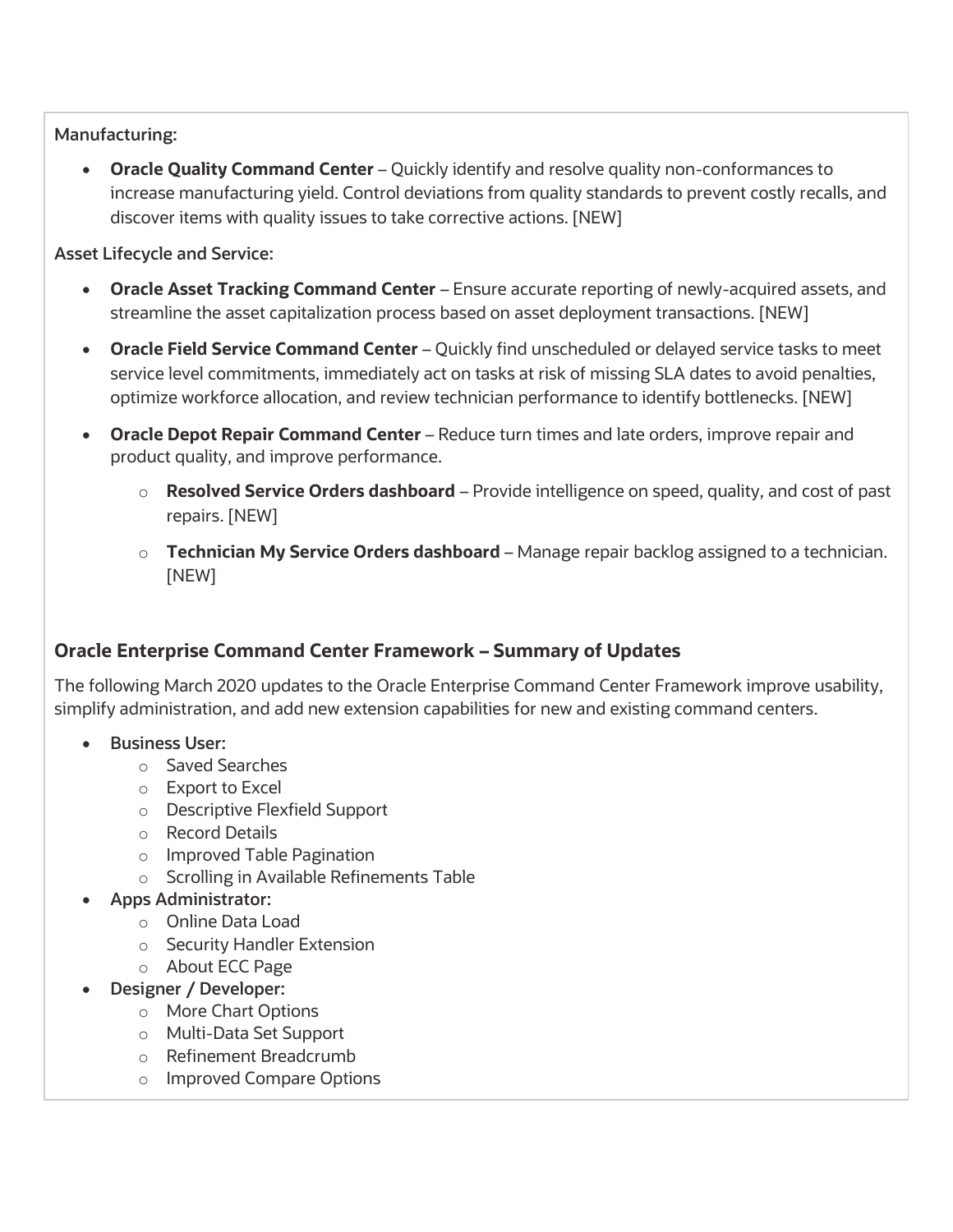**Manufacturing:**

- **Oracle Quality Command Center** – Quickly identify and resolve quality non-conformances to increase manufacturing yield. Control deviations from quality standards to prevent costly recalls, and discover items with quality issues to take corrective actions. [NEW]

**Asset Lifecycle and Service:**

- **Oracle Asset Tracking Command Center** – Ensure accurate reporting of newly-acquired assets, and streamline the asset capitalization process based on asset deployment transactions. [NEW]
- **Oracle Field Service Command Center** – Quickly find unscheduled or delayed service tasks to meet service level commitments, immediately act on tasks at risk of missing SLA dates to avoid penalties, optimize workforce allocation, and review technician performance to identify bottlenecks. [NEW]
- **Oracle Depot Repair Command Center** – Reduce turn times and late orders, improve repair and product quality, and improve performance.
    - **Resolved Service Orders dashboard** – Provide intelligence on speed, quality, and cost of past repairs. [NEW]
    - **Technician My Service Orders dashboard** – Manage repair backlog assigned to a technician. [NEW]

### Oracle Enterprise Command Center Framework – Summary of Updates

The following March 2020 updates to the Oracle Enterprise Command Center Framework improve usability, simplify administration, and add new extension capabilities for new and existing command centers.

- **Business User:**
    - Saved Searches
    - Export to Excel
    - Descriptive Flexfield Support
    - Record Details
    - Improved Table Pagination
    - Scrolling in Available Refinements Table
- **Apps Administrator:**
    - Online Data Load
    - Security Handler Extension
    - About ECC Page
- **Designer / Developer:**
    - More Chart Options
    - Multi-Data Set Support
    - Refinement Breadcrumb
    - Improved Compare Options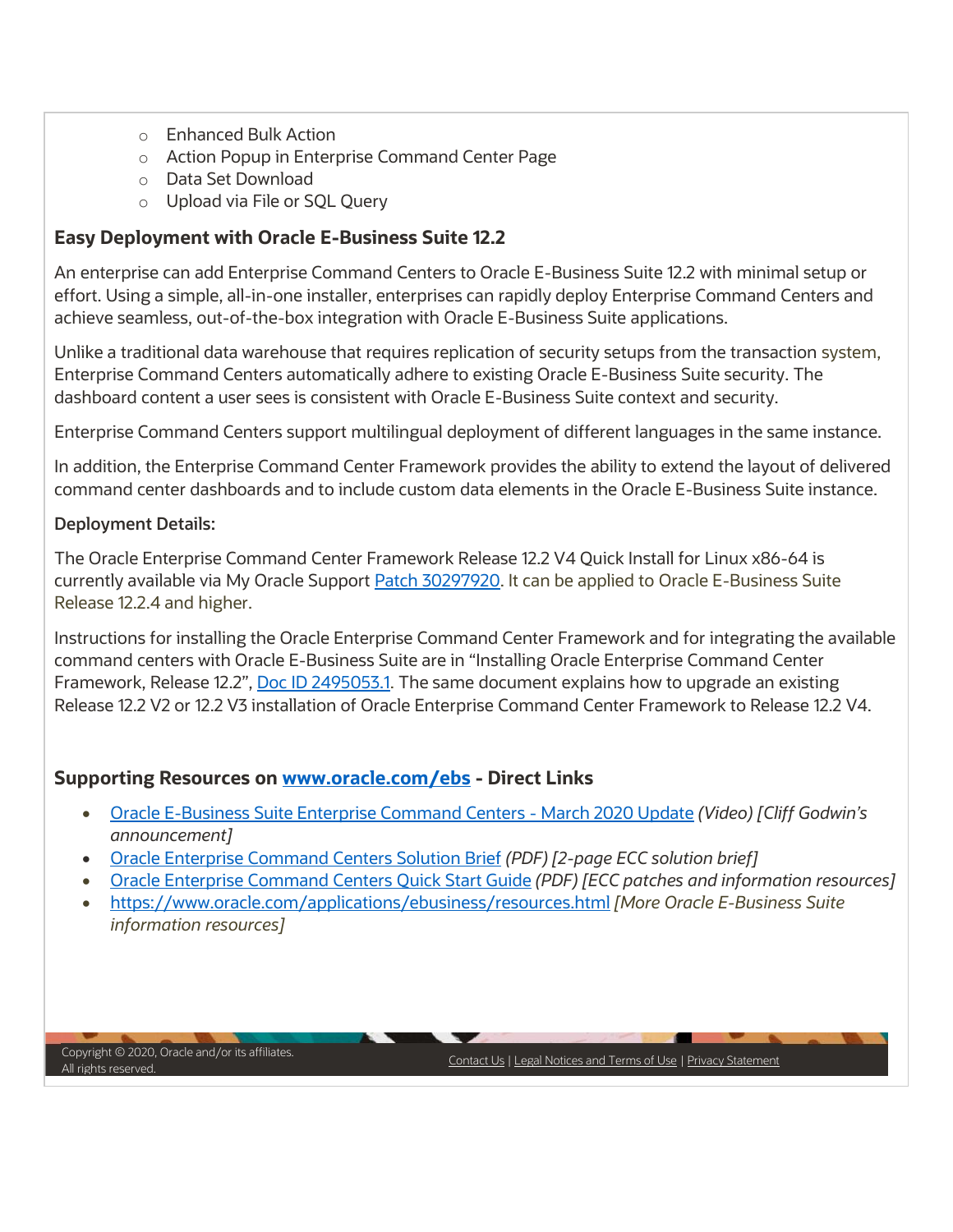- Enhanced Bulk Action
- Action Popup in Enterprise Command Center Page
- Data Set Download
- Upload via File or SQL Query

### Easy Deployment with Oracle E-Business Suite 12.2

An enterprise can add Enterprise Command Centers to Oracle E-Business Suite 12.2 with minimal setup or effort. Using a simple, all-in-one installer, enterprises can rapidly deploy Enterprise Command Centers and achieve seamless, out-of-the-box integration with Oracle E-Business Suite applications.

Unlike a traditional data warehouse that requires replication of security setups from the transaction system, Enterprise Command Centers automatically adhere to existing Oracle E-Business Suite security. The dashboard content a user sees is consistent with Oracle E-Business Suite context and security.

Enterprise Command Centers support multilingual deployment of different languages in the same instance.

In addition, the Enterprise Command Center Framework provides the ability to extend the layout of delivered command center dashboards and to include custom data elements in the Oracle E-Business Suite instance.

**Deployment Details:**

The Oracle Enterprise Command Center Framework Release 12.2 V4 Quick Install for Linux x86-64 is currently available via My Oracle Support Patch 30297920. It can be applied to Oracle E-Business Suite Release 12.2.4 and higher.

Instructions for installing the Oracle Enterprise Command Center Framework and for integrating the available command centers with Oracle E-Business Suite are in "Installing Oracle Enterprise Command Center Framework, Release 12.2", Doc ID 2495053.1. The same document explains how to upgrade an existing Release 12.2 V2 or 12.2 V3 installation of Oracle Enterprise Command Center Framework to Release 12.2 V4.

### Supporting Resources on www.oracle.com/ebs - Direct Links

- Oracle E-Business Suite Enterprise Command Centers - March 2020 Update *(Video) [Cliff Godwin's announcement]*
- Oracle Enterprise Command Centers Solution Brief *(PDF) [2-page ECC solution brief]*
- Oracle Enterprise Command Centers Quick Start Guide *(PDF) [ECC patches and information resources]*
- https://www.oracle.com/applications/ebusiness/resources.html *[More Oracle E-Business Suite information resources]*

Copyright © 2020, Oracle and/or its affiliates.
All rights reserved.

Contact Us | Legal Notices and Terms of Use | Privacy Statement